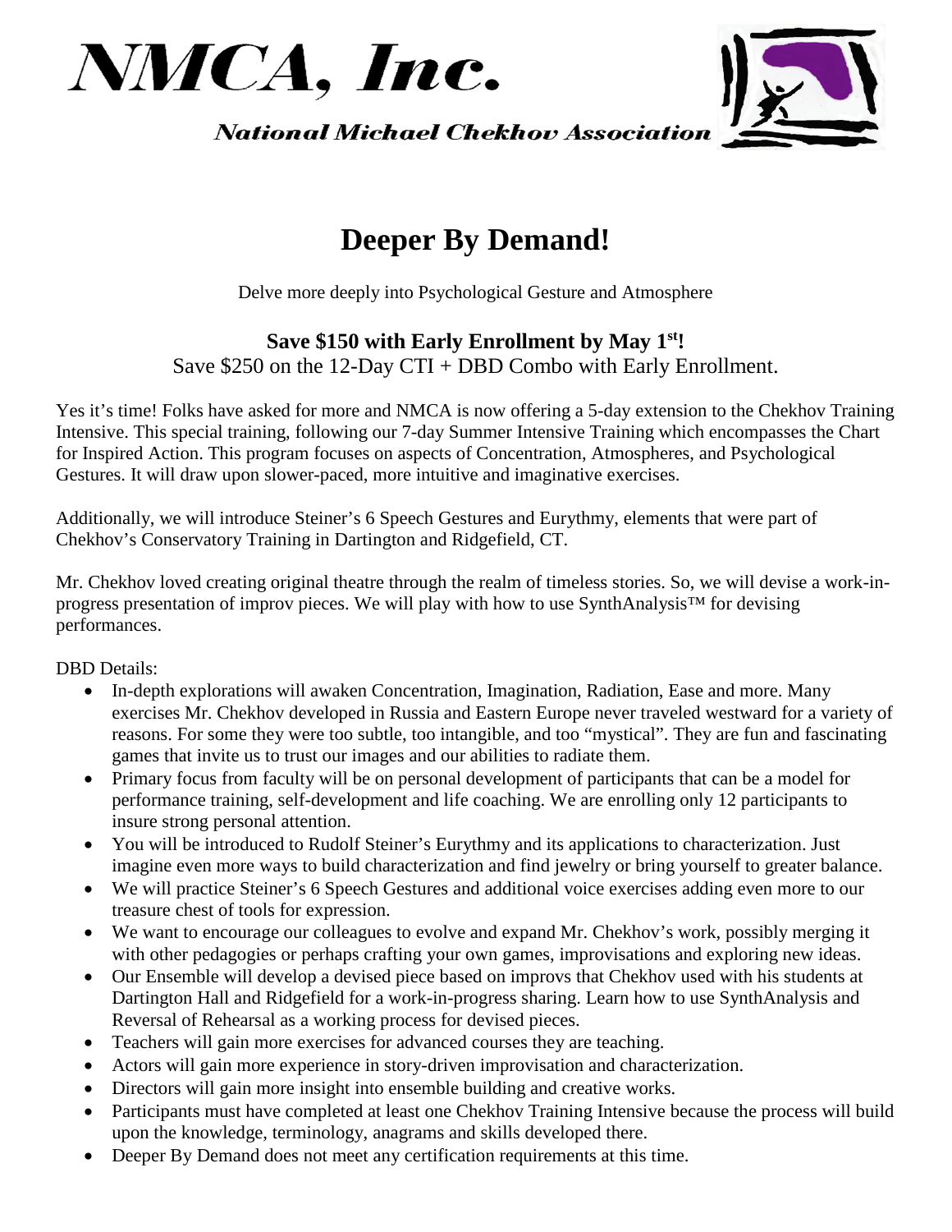# NMCA, Inc.

*National Michael Chekhov Association*

## Deeper By Demand!

Delve more deeply into Psychological Gesture and Atmosphere

**Save $150 with Early Enrollment by May 1st!**

Save $250 on the 12-Day CTI + DBD Combo with Early Enrollment.

Yes it's time! Folks have asked for more and NMCA is now offering a 5-day extension to the Chekhov Training Intensive. This special training, following our 7-day Summer Intensive Training which encompasses the Chart for Inspired Action. This program focuses on aspects of Concentration, Atmospheres, and Psychological Gestures. It will draw upon slower-paced, more intuitive and imaginative exercises.

Additionally, we will introduce Steiner's 6 Speech Gestures and Eurythmy, elements that were part of Chekhov's Conservatory Training in Dartington and Ridgefield, CT.

Mr. Chekhov loved creating original theatre through the realm of timeless stories. So, we will devise a work-in-progress presentation of improv pieces. We will play with how to use SynthAnalysis™ for devising performances.

DBD Details:

- In-depth explorations will awaken Concentration, Imagination, Radiation, Ease and more. Many exercises Mr. Chekhov developed in Russia and Eastern Europe never traveled westward for a variety of reasons. For some they were too subtle, too intangible, and too "mystical". They are fun and fascinating games that invite us to trust our images and our abilities to radiate them.
- Primary focus from faculty will be on personal development of participants that can be a model for performance training, self-development and life coaching. We are enrolling only 12 participants to insure strong personal attention.
- You will be introduced to Rudolf Steiner's Eurythmy and its applications to characterization. Just imagine even more ways to build characterization and find jewelry or bring yourself to greater balance.
- We will practice Steiner's 6 Speech Gestures and additional voice exercises adding even more to our treasure chest of tools for expression.
- We want to encourage our colleagues to evolve and expand Mr. Chekhov's work, possibly merging it with other pedagogies or perhaps crafting your own games, improvisations and exploring new ideas.
- Our Ensemble will develop a devised piece based on improvs that Chekhov used with his students at Dartington Hall and Ridgefield for a work-in-progress sharing. Learn how to use SynthAnalysis and Reversal of Rehearsal as a working process for devised pieces.
- Teachers will gain more exercises for advanced courses they are teaching.
- Actors will gain more experience in story-driven improvisation and characterization.
- Directors will gain more insight into ensemble building and creative works.
- Participants must have completed at least one Chekhov Training Intensive because the process will build upon the knowledge, terminology, anagrams and skills developed there.
- Deeper By Demand does not meet any certification requirements at this time.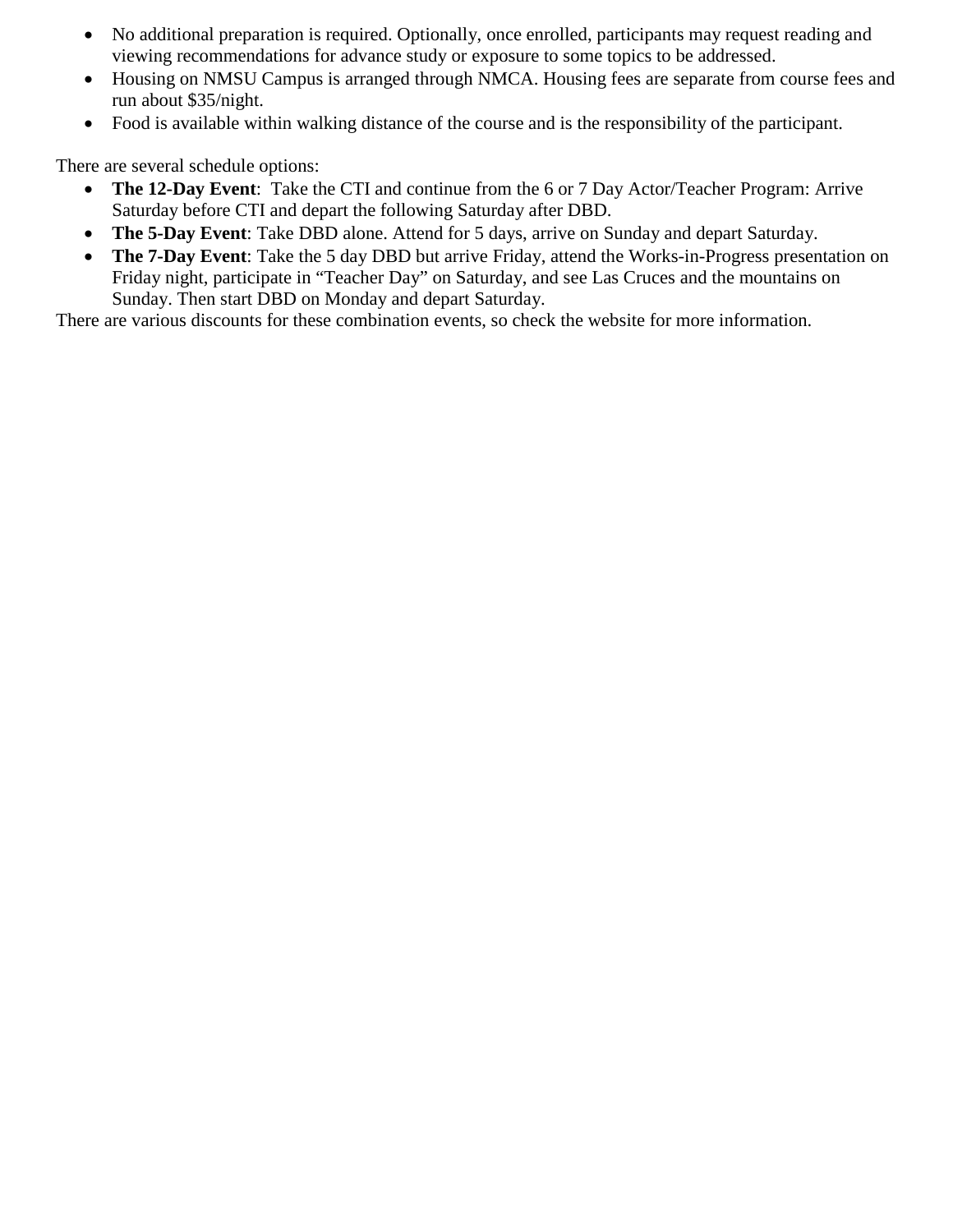- No additional preparation is required. Optionally, once enrolled, participants may request reading and viewing recommendations for advance study or exposure to some topics to be addressed.
- Housing on NMSU Campus is arranged through NMCA. Housing fees are separate from course fees and run about $35/night.
- Food is available within walking distance of the course and is the responsibility of the participant.

There are several schedule options:

- **The 12-Day Event**: Take the CTI and continue from the 6 or 7 Day Actor/Teacher Program: Arrive Saturday before CTI and depart the following Saturday after DBD.
- **The 5-Day Event**: Take DBD alone. Attend for 5 days, arrive on Sunday and depart Saturday.
- **The 7-Day Event**: Take the 5 day DBD but arrive Friday, attend the Works-in-Progress presentation on Friday night, participate in "Teacher Day" on Saturday, and see Las Cruces and the mountains on Sunday. Then start DBD on Monday and depart Saturday.

There are various discounts for these combination events, so check the website for more information.